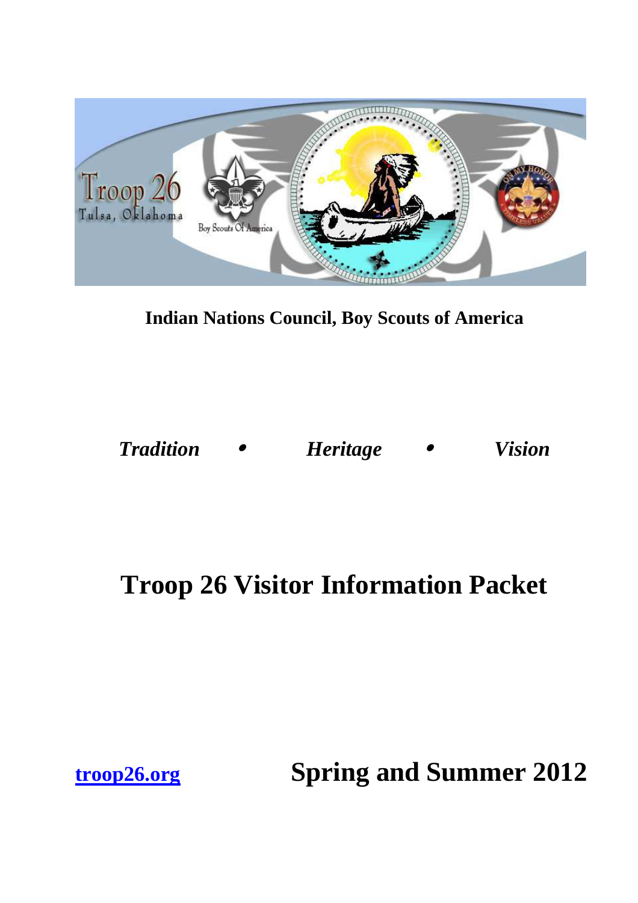**Indian Nations Council, Boy Scouts of America**

***Tradition • Heritage • Vision***

# Troop 26 Visitor Information Packet

[troop26.org](troop26.org)

## Spring and Summer 2012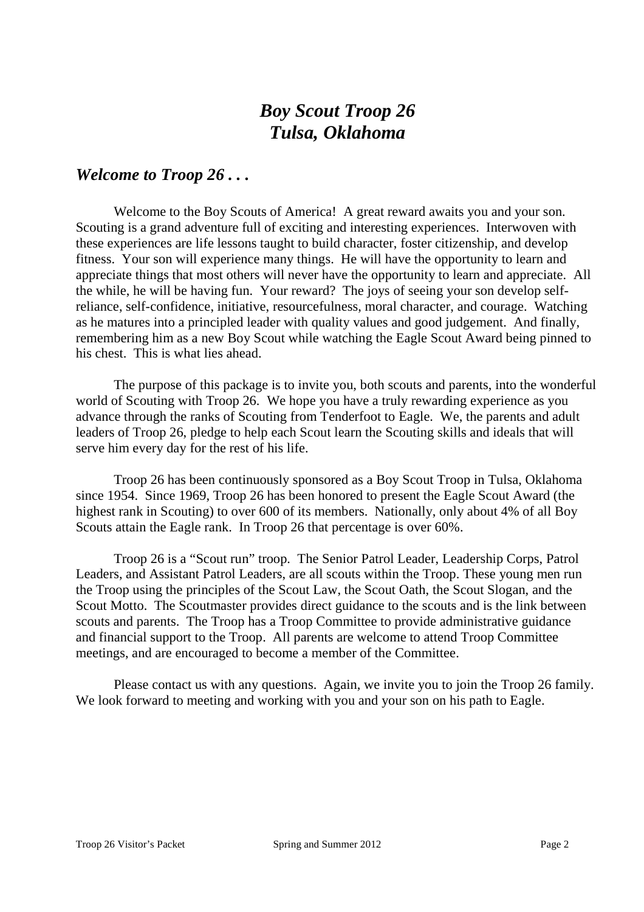# *Boy Scout Troop 26*
# *Tulsa, Oklahoma*

## *Welcome to Troop 26 . . .*

Welcome to the Boy Scouts of America! A great reward awaits you and your son. Scouting is a grand adventure full of exciting and interesting experiences. Interwoven with these experiences are life lessons taught to build character, foster citizenship, and develop fitness. Your son will experience many things. He will have the opportunity to learn and appreciate things that most others will never have the opportunity to learn and appreciate. All the while, he will be having fun. Your reward? The joys of seeing your son develop self-reliance, self-confidence, initiative, resourcefulness, moral character, and courage. Watching as he matures into a principled leader with quality values and good judgement. And finally, remembering him as a new Boy Scout while watching the Eagle Scout Award being pinned to his chest. This is what lies ahead.

The purpose of this package is to invite you, both scouts and parents, into the wonderful world of Scouting with Troop 26. We hope you have a truly rewarding experience as you advance through the ranks of Scouting from Tenderfoot to Eagle. We, the parents and adult leaders of Troop 26, pledge to help each Scout learn the Scouting skills and ideals that will serve him every day for the rest of his life.

Troop 26 has been continuously sponsored as a Boy Scout Troop in Tulsa, Oklahoma since 1954. Since 1969, Troop 26 has been honored to present the Eagle Scout Award (the highest rank in Scouting) to over 600 of its members. Nationally, only about 4% of all Boy Scouts attain the Eagle rank. In Troop 26 that percentage is over 60%.

Troop 26 is a "Scout run" troop. The Senior Patrol Leader, Leadership Corps, Patrol Leaders, and Assistant Patrol Leaders, are all scouts within the Troop. These young men run the Troop using the principles of the Scout Law, the Scout Oath, the Scout Slogan, and the Scout Motto. The Scoutmaster provides direct guidance to the scouts and is the link between scouts and parents. The Troop has a Troop Committee to provide administrative guidance and financial support to the Troop. All parents are welcome to attend Troop Committee meetings, and are encouraged to become a member of the Committee.

Please contact us with any questions. Again, we invite you to join the Troop 26 family. We look forward to meeting and working with you and your son on his path to Eagle.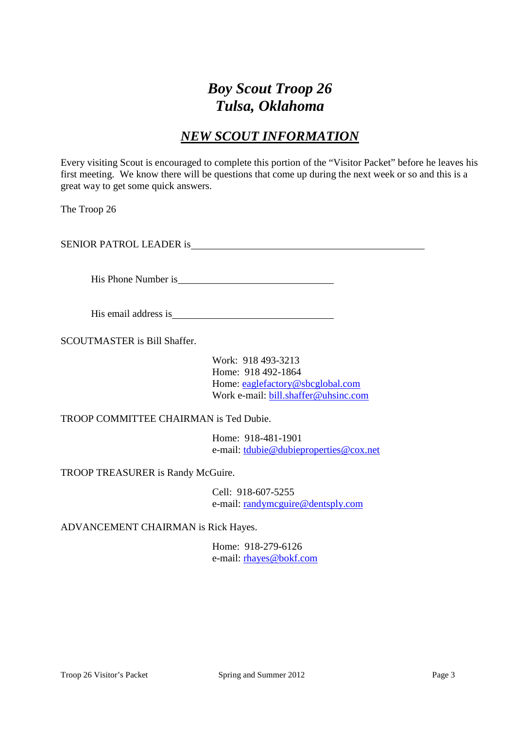# *Boy Scout Troop 26*
# *Tulsa, Oklahoma*

## ***NEW SCOUT INFORMATION***

Every visiting Scout is encouraged to complete this portion of the "Visitor Packet" before he leaves his first meeting. We know there will be questions that come up during the next week or so and this is a great way to get some quick answers.

The Troop 26

SENIOR PATROL LEADER is_______________________________________________

His Phone Number is________________________________

His email address is_________________________________

SCOUTMASTER is Bill Shaffer.

Work: 918 493-3213
Home: 918 492-1864
Home: eaglefactory@sbcglobal.com
Work e-mail: bill.shaffer@uhsinc.com

TROOP COMMITTEE CHAIRMAN is Ted Dubie.

Home: 918-481-1901
e-mail: tdubie@dubieproperties@cox.net

TROOP TREASURER is Randy McGuire.

Cell: 918-607-5255
e-mail: randymcguire@dentsply.com

ADVANCEMENT CHAIRMAN is Rick Hayes.

Home: 918-279-6126
e-mail: rhayes@bokf.com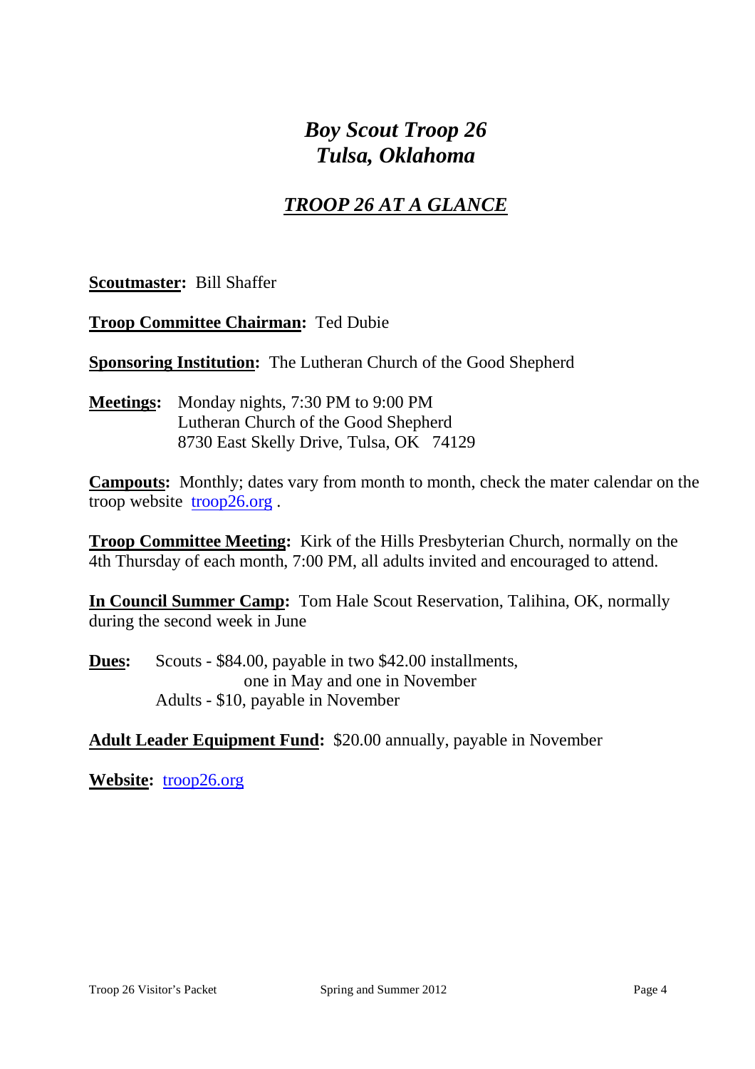# *Boy Scout Troop 26*
# *Tulsa, Oklahoma*

## ***TROOP 26 AT A GLANCE***

**Scoutmaster:** Bill Shaffer

**Troop Committee Chairman:** Ted Dubie

**Sponsoring Institution:** The Lutheran Church of the Good Shepherd

**Meetings:** Monday nights, 7:30 PM to 9:00 PM
Lutheran Church of the Good Shepherd
8730 East Skelly Drive, Tulsa, OK 74129

**Campouts:** Monthly; dates vary from month to month, check the mater calendar on the troop website [troop26.org](troop26.org) .

**Troop Committee Meeting:** Kirk of the Hills Presbyterian Church, normally on the 4th Thursday of each month, 7:00 PM, all adults invited and encouraged to attend.

**In Council Summer Camp:** Tom Hale Scout Reservation, Talihina, OK, normally during the second week in June

**Dues:** Scouts - $84.00, payable in two $42.00 installments, one in May and one in November
Adults - $10, payable in November

**Adult Leader Equipment Fund:** $20.00 annually, payable in November

**Website:** [troop26.org](troop26.org)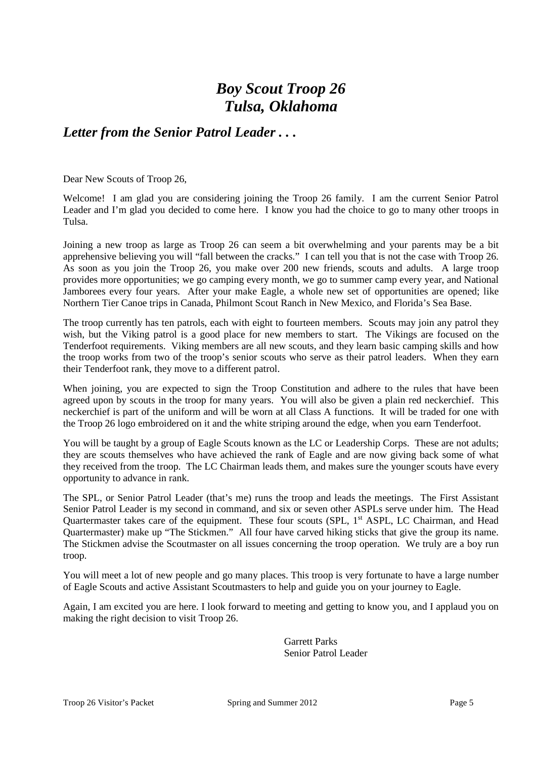# *Boy Scout Troop 26*
# *Tulsa, Oklahoma*

## *Letter from the Senior Patrol Leader . . .*

Dear New Scouts of Troop 26,

Welcome! I am glad you are considering joining the Troop 26 family. I am the current Senior Patrol Leader and I'm glad you decided to come here. I know you had the choice to go to many other troops in Tulsa.

Joining a new troop as large as Troop 26 can seem a bit overwhelming and your parents may be a bit apprehensive believing you will "fall between the cracks." I can tell you that is not the case with Troop 26. As soon as you join the Troop 26, you make over 200 new friends, scouts and adults. A large troop provides more opportunities; we go camping every month, we go to summer camp every year, and National Jamborees every four years. After your make Eagle, a whole new set of opportunities are opened; like Northern Tier Canoe trips in Canada, Philmont Scout Ranch in New Mexico, and Florida's Sea Base.

The troop currently has ten patrols, each with eight to fourteen members. Scouts may join any patrol they wish, but the Viking patrol is a good place for new members to start. The Vikings are focused on the Tenderfoot requirements. Viking members are all new scouts, and they learn basic camping skills and how the troop works from two of the troop's senior scouts who serve as their patrol leaders. When they earn their Tenderfoot rank, they move to a different patrol.

When joining, you are expected to sign the Troop Constitution and adhere to the rules that have been agreed upon by scouts in the troop for many years. You will also be given a plain red neckerchief. This neckerchief is part of the uniform and will be worn at all Class A functions. It will be traded for one with the Troop 26 logo embroidered on it and the white striping around the edge, when you earn Tenderfoot.

You will be taught by a group of Eagle Scouts known as the LC or Leadership Corps. These are not adults; they are scouts themselves who have achieved the rank of Eagle and are now giving back some of what they received from the troop. The LC Chairman leads them, and makes sure the younger scouts have every opportunity to advance in rank.

The SPL, or Senior Patrol Leader (that's me) runs the troop and leads the meetings. The First Assistant Senior Patrol Leader is my second in command, and six or seven other ASPLs serve under him. The Head Quartermaster takes care of the equipment. These four scouts (SPL, 1st ASPL, LC Chairman, and Head Quartermaster) make up "The Stickmen." All four have carved hiking sticks that give the group its name. The Stickmen advise the Scoutmaster on all issues concerning the troop operation. We truly are a boy run troop.

You will meet a lot of new people and go many places. This troop is very fortunate to have a large number of Eagle Scouts and active Assistant Scoutmasters to help and guide you on your journey to Eagle.

Again, I am excited you are here. I look forward to meeting and getting to know you, and I applaud you on making the right decision to visit Troop 26.

Garrett Parks
Senior Patrol Leader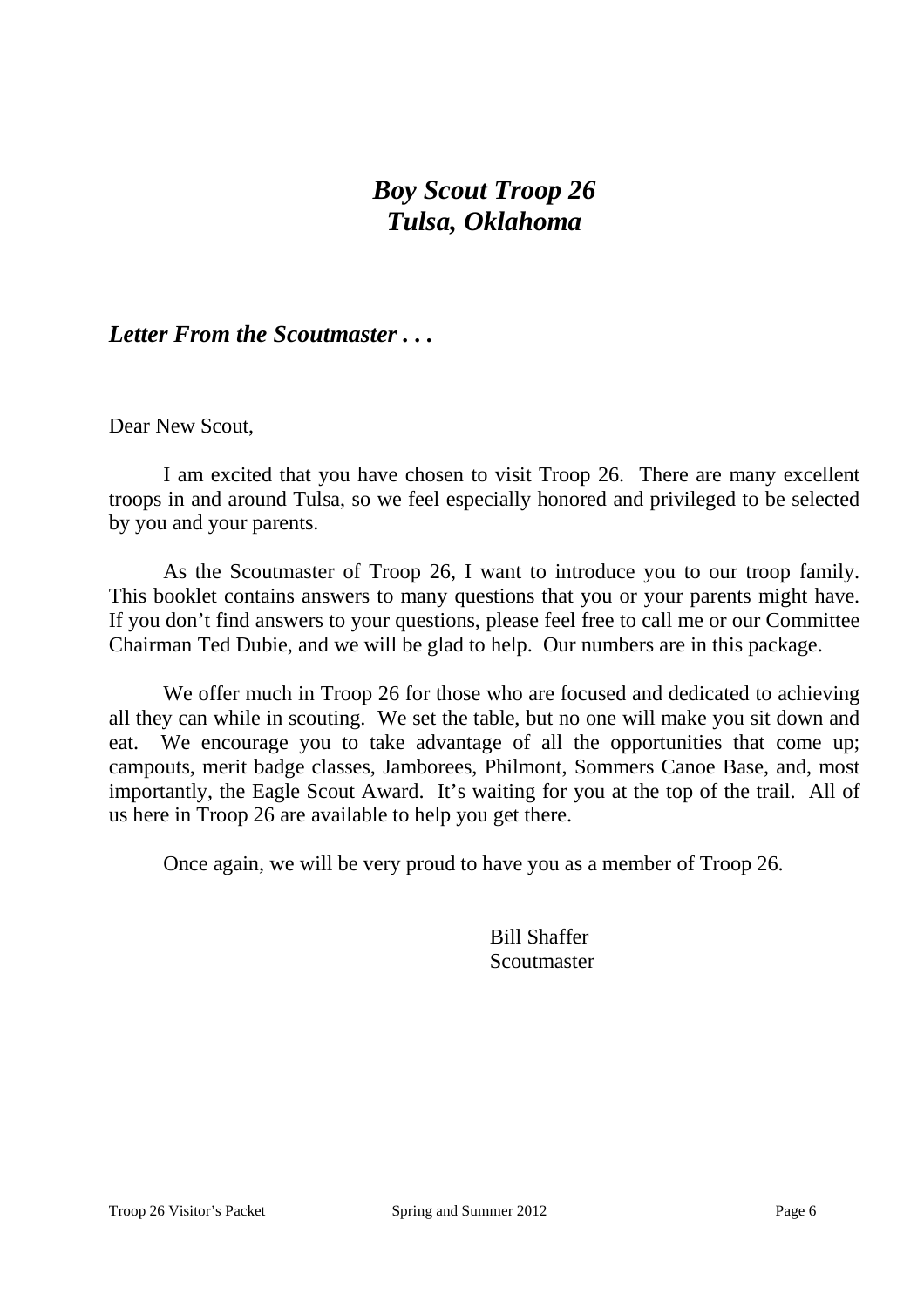# *Boy Scout Troop 26*
# *Tulsa, Oklahoma*

## *Letter From the Scoutmaster . . .*

Dear New Scout,

I am excited that you have chosen to visit Troop 26. There are many excellent troops in and around Tulsa, so we feel especially honored and privileged to be selected by you and your parents.

As the Scoutmaster of Troop 26, I want to introduce you to our troop family. This booklet contains answers to many questions that you or your parents might have. If you don't find answers to your questions, please feel free to call me or our Committee Chairman Ted Dubie, and we will be glad to help. Our numbers are in this package.

We offer much in Troop 26 for those who are focused and dedicated to achieving all they can while in scouting. We set the table, but no one will make you sit down and eat. We encourage you to take advantage of all the opportunities that come up; campouts, merit badge classes, Jamborees, Philmont, Sommers Canoe Base, and, most importantly, the Eagle Scout Award. It's waiting for you at the top of the trail. All of us here in Troop 26 are available to help you get there.

Once again, we will be very proud to have you as a member of Troop 26.

Bill Shaffer
Scoutmaster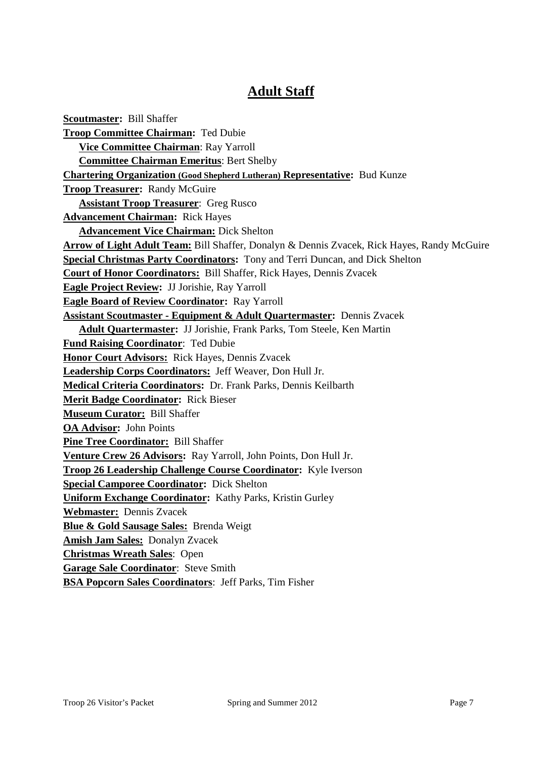# Adult Staff

**Scoutmaster:** Bill Shaffer
**Troop Committee Chairman:** Ted Dubie
  **Vice Committee Chairman**: Ray Yarroll
  **Committee Chairman Emeritus**: Bert Shelby
**Chartering Organization (Good Shepherd Lutheran) Representative:** Bud Kunze
**Troop Treasurer:** Randy McGuire
  **Assistant Troop Treasurer**: Greg Rusco
**Advancement Chairman:** Rick Hayes
  **Advancement Vice Chairman:** Dick Shelton
**Arrow of Light Adult Team:** Bill Shaffer, Donalyn & Dennis Zvacek, Rick Hayes, Randy McGuire
**Special Christmas Party Coordinators:** Tony and Terri Duncan, and Dick Shelton
**Court of Honor Coordinators:** Bill Shaffer, Rick Hayes, Dennis Zvacek
**Eagle Project Review:** JJ Jorishie, Ray Yarroll
**Eagle Board of Review Coordinator:** Ray Yarroll
**Assistant Scoutmaster - Equipment & Adult Quartermaster:** Dennis Zvacek
  **Adult Quartermaster:** JJ Jorishie, Frank Parks, Tom Steele, Ken Martin
**Fund Raising Coordinator**: Ted Dubie
**Honor Court Advisors:** Rick Hayes, Dennis Zvacek
**Leadership Corps Coordinators:** Jeff Weaver, Don Hull Jr.
**Medical Criteria Coordinators:** Dr. Frank Parks, Dennis Keilbarth
**Merit Badge Coordinator:** Rick Bieser
**Museum Curator:** Bill Shaffer
**OA Advisor:** John Points
**Pine Tree Coordinator:** Bill Shaffer
**Venture Crew 26 Advisors:** Ray Yarroll, John Points, Don Hull Jr.
**Troop 26 Leadership Challenge Course Coordinator:** Kyle Iverson
**Special Camporee Coordinator:** Dick Shelton
**Uniform Exchange Coordinator:** Kathy Parks, Kristin Gurley
**Webmaster:** Dennis Zvacek
**Blue & Gold Sausage Sales:** Brenda Weigt
**Amish Jam Sales:** Donalyn Zvacek
**Christmas Wreath Sales**: Open
**Garage Sale Coordinator**: Steve Smith
**BSA Popcorn Sales Coordinators**: Jeff Parks, Tim Fisher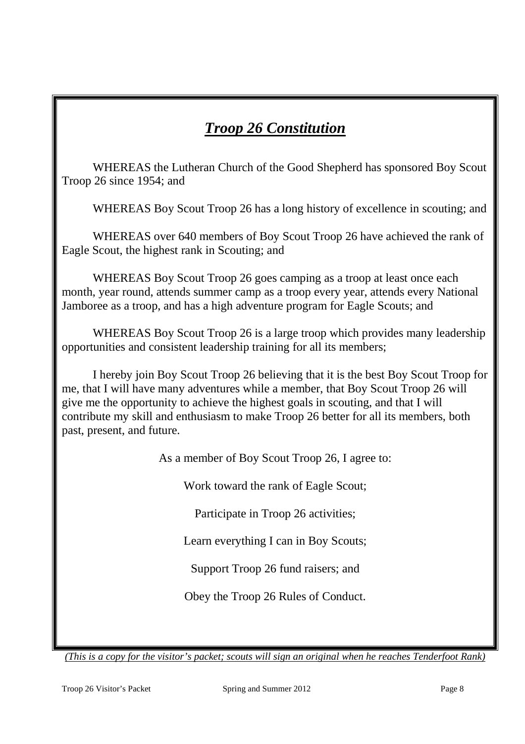# ***Troop 26 Constitution***

WHEREAS the Lutheran Church of the Good Shepherd has sponsored Boy Scout Troop 26 since 1954; and

WHEREAS Boy Scout Troop 26 has a long history of excellence in scouting; and

WHEREAS over 640 members of Boy Scout Troop 26 have achieved the rank of Eagle Scout, the highest rank in Scouting; and

WHEREAS Boy Scout Troop 26 goes camping as a troop at least once each month, year round, attends summer camp as a troop every year, attends every National Jamboree as a troop, and has a high adventure program for Eagle Scouts; and

WHEREAS Boy Scout Troop 26 is a large troop which provides many leadership opportunities and consistent leadership training for all its members;

I hereby join Boy Scout Troop 26 believing that it is the best Boy Scout Troop for me, that I will have many adventures while a member, that Boy Scout Troop 26 will give me the opportunity to achieve the highest goals in scouting, and that I will contribute my skill and enthusiasm to make Troop 26 better for all its members, both past, present, and future.

As a member of Boy Scout Troop 26, I agree to:

Work toward the rank of Eagle Scout;

Participate in Troop 26 activities;

Learn everything I can in Boy Scouts;

Support Troop 26 fund raisers; and

Obey the Troop 26 Rules of Conduct.

*(This is a copy for the visitor's packet; scouts will sign an original when he reaches Tenderfoot Rank)*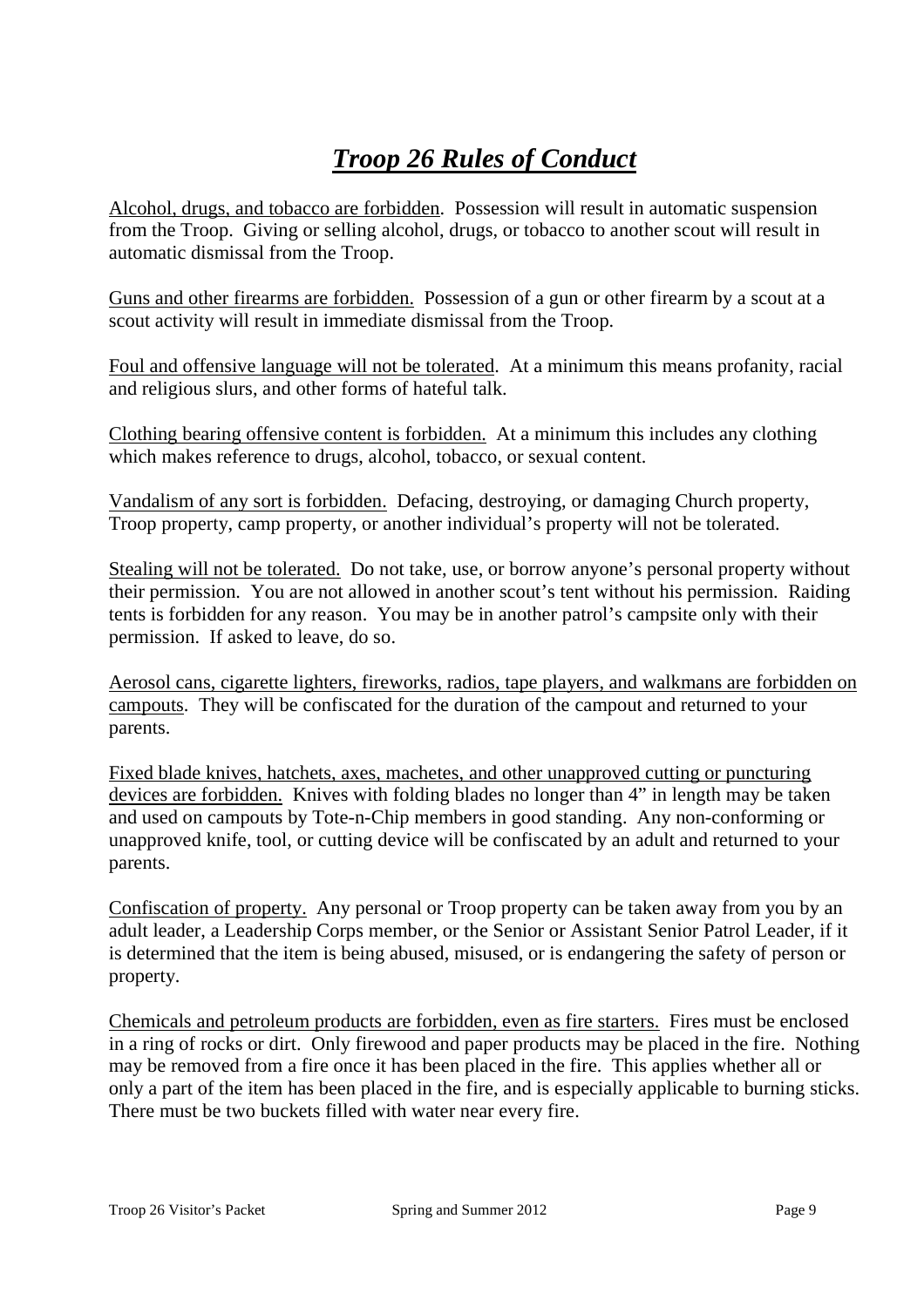# ***Troop 26 Rules of Conduct***

<u>Alcohol, drugs, and tobacco are forbidden</u>. Possession will result in automatic suspension from the Troop. Giving or selling alcohol, drugs, or tobacco to another scout will result in automatic dismissal from the Troop.

<u>Guns and other firearms are forbidden.</u> Possession of a gun or other firearm by a scout at a scout activity will result in immediate dismissal from the Troop.

<u>Foul and offensive language will not be tolerated</u>. At a minimum this means profanity, racial and religious slurs, and other forms of hateful talk.

<u>Clothing bearing offensive content is forbidden.</u> At a minimum this includes any clothing which makes reference to drugs, alcohol, tobacco, or sexual content.

<u>Vandalism of any sort is forbidden.</u> Defacing, destroying, or damaging Church property, Troop property, camp property, or another individual's property will not be tolerated.

<u>Stealing will not be tolerated.</u> Do not take, use, or borrow anyone's personal property without their permission. You are not allowed in another scout's tent without his permission. Raiding tents is forbidden for any reason. You may be in another patrol's campsite only with their permission. If asked to leave, do so.

<u>Aerosol cans, cigarette lighters, fireworks, radios, tape players, and walkmans are forbidden on campouts</u>. They will be confiscated for the duration of the campout and returned to your parents.

<u>Fixed blade knives, hatchets, axes, machetes, and other unapproved cutting or puncturing devices are forbidden.</u> Knives with folding blades no longer than 4" in length may be taken and used on campouts by Tote-n-Chip members in good standing. Any non-conforming or unapproved knife, tool, or cutting device will be confiscated by an adult and returned to your parents.

<u>Confiscation of property.</u> Any personal or Troop property can be taken away from you by an adult leader, a Leadership Corps member, or the Senior or Assistant Senior Patrol Leader, if it is determined that the item is being abused, misused, or is endangering the safety of person or property.

<u>Chemicals and petroleum products are forbidden, even as fire starters.</u> Fires must be enclosed in a ring of rocks or dirt. Only firewood and paper products may be placed in the fire. Nothing may be removed from a fire once it has been placed in the fire. This applies whether all or only a part of the item has been placed in the fire, and is especially applicable to burning sticks. There must be two buckets filled with water near every fire.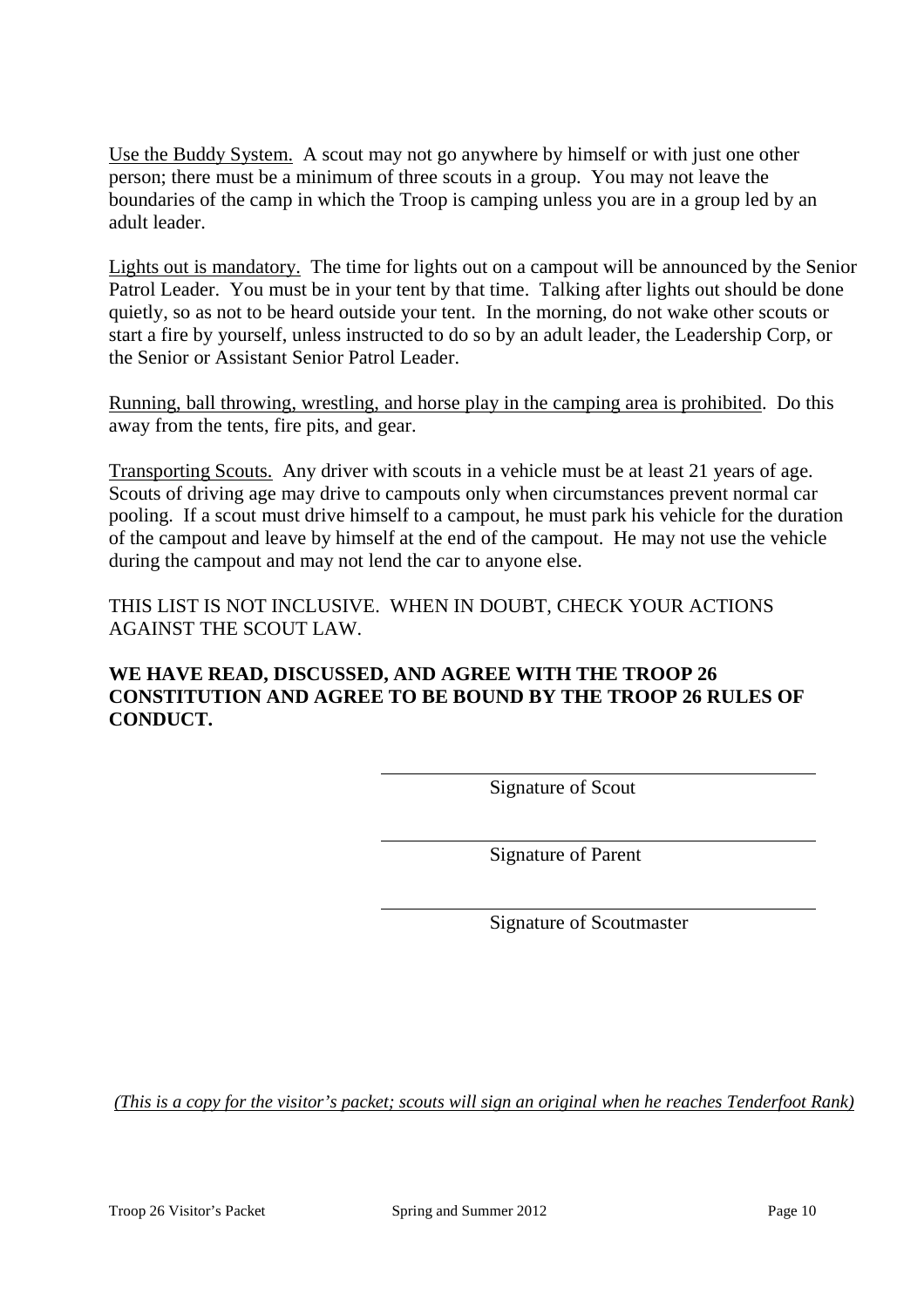<u>Use the Buddy System.</u> A scout may not go anywhere by himself or with just one other person; there must be a minimum of three scouts in a group. You may not leave the boundaries of the camp in which the Troop is camping unless you are in a group led by an adult leader.

<u>Lights out is mandatory.</u> The time for lights out on a campout will be announced by the Senior Patrol Leader. You must be in your tent by that time. Talking after lights out should be done quietly, so as not to be heard outside your tent. In the morning, do not wake other scouts or start a fire by yourself, unless instructed to do so by an adult leader, the Leadership Corp, or the Senior or Assistant Senior Patrol Leader.

<u>Running, ball throwing, wrestling, and horse play in the camping area is prohibited</u>. Do this away from the tents, fire pits, and gear.

<u>Transporting Scouts.</u> Any driver with scouts in a vehicle must be at least 21 years of age. Scouts of driving age may drive to campouts only when circumstances prevent normal car pooling. If a scout must drive himself to a campout, he must park his vehicle for the duration of the campout and leave by himself at the end of the campout. He may not use the vehicle during the campout and may not lend the car to anyone else.

THIS LIST IS NOT INCLUSIVE. WHEN IN DOUBT, CHECK YOUR ACTIONS AGAINST THE SCOUT LAW.

**WE HAVE READ, DISCUSSED, AND AGREE WITH THE TROOP 26 CONSTITUTION AND AGREE TO BE BOUND BY THE TROOP 26 RULES OF CONDUCT.**

\_\_\_\_\_\_\_\_\_\_\_\_\_\_\_\_\_\_\_\_\_\_\_\_\_\_\_\_\_\_\_\_\_\_\_\_\_\_\_\_
Signature of Scout

\_\_\_\_\_\_\_\_\_\_\_\_\_\_\_\_\_\_\_\_\_\_\_\_\_\_\_\_\_\_\_\_\_\_\_\_\_\_\_\_
Signature of Parent

\_\_\_\_\_\_\_\_\_\_\_\_\_\_\_\_\_\_\_\_\_\_\_\_\_\_\_\_\_\_\_\_\_\_\_\_\_\_\_\_
Signature of Scoutmaster

*<u>(This is a copy for the visitor's packet; scouts will sign an original when he reaches Tenderfoot Rank)</u>*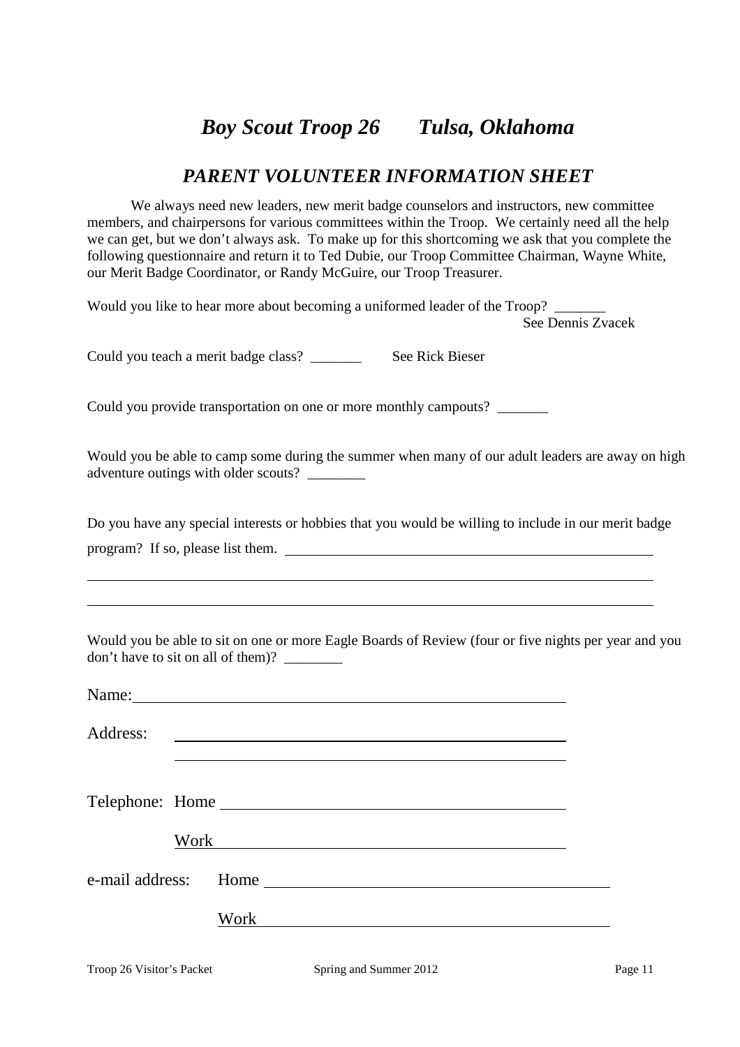# *Boy Scout Troop 26 Tulsa, Oklahoma*

## *PARENT VOLUNTEER INFORMATION SHEET*

We always need new leaders, new merit badge counselors and instructors, new committee members, and chairpersons for various committees within the Troop. We certainly need all the help we can get, but we don't always ask. To make up for this shortcoming we ask that you complete the following questionnaire and return it to Ted Dubie, our Troop Committee Chairman, Wayne White, our Merit Badge Coordinator, or Randy McGuire, our Troop Treasurer.

Would you like to hear more about becoming a uniformed leader of the Troop? _______
See Dennis Zvacek

Could you teach a merit badge class? _______ See Rick Bieser

Could you provide transportation on one or more monthly campouts? _______

Would you be able to camp some during the summer when many of our adult leaders are away on high adventure outings with older scouts? ________

Do you have any special interests or hobbies that you would be willing to include in our merit badge program? If so, please list them. ____________________________________________________

______________________________________________________________________________

______________________________________________________________________________

Would you be able to sit on one or more Eagle Boards of Review (four or five nights per year and you don't have to sit on all of them)? ________

Name: ____________________________________________________

Address: ____________________________________________________

____________________________________________________

Telephone: Home ____________________________________________

Work ____________________________________________

e-mail address: Home ____________________________________________

Work ____________________________________________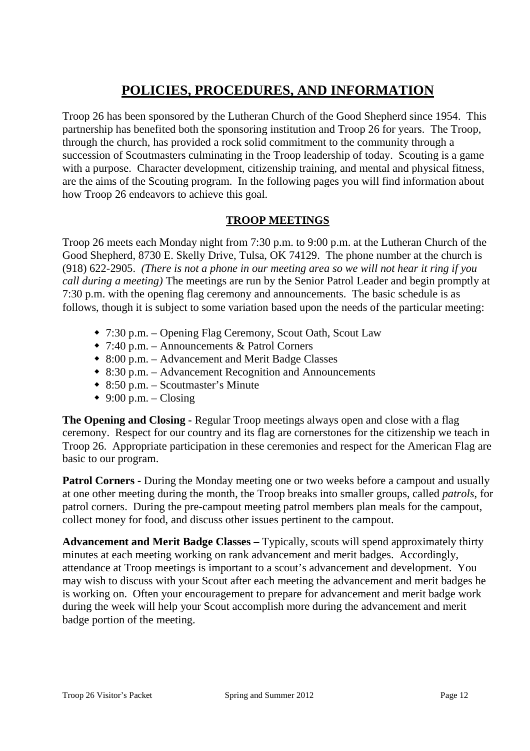# POLICIES, PROCEDURES, AND INFORMATION

Troop 26 has been sponsored by the Lutheran Church of the Good Shepherd since 1954. This partnership has benefited both the sponsoring institution and Troop 26 for years. The Troop, through the church, has provided a rock solid commitment to the community through a succession of Scoutmasters culminating in the Troop leadership of today. Scouting is a game with a purpose. Character development, citizenship training, and mental and physical fitness, are the aims of the Scouting program. In the following pages you will find information about how Troop 26 endeavors to achieve this goal.

## TROOP MEETINGS

Troop 26 meets each Monday night from 7:30 p.m. to 9:00 p.m. at the Lutheran Church of the Good Shepherd, 8730 E. Skelly Drive, Tulsa, OK 74129. The phone number at the church is (918) 622-2905. *(There is not a phone in our meeting area so we will not hear it ring if you call during a meeting)* The meetings are run by the Senior Patrol Leader and begin promptly at 7:30 p.m. with the opening flag ceremony and announcements. The basic schedule is as follows, though it is subject to some variation based upon the needs of the particular meeting:

- 7:30 p.m. – Opening Flag Ceremony, Scout Oath, Scout Law
- 7:40 p.m. – Announcements & Patrol Corners
- 8:00 p.m. – Advancement and Merit Badge Classes
- 8:30 p.m. – Advancement Recognition and Announcements
- 8:50 p.m. – Scoutmaster's Minute
- 9:00 p.m. – Closing

**The Opening and Closing -** Regular Troop meetings always open and close with a flag ceremony. Respect for our country and its flag are cornerstones for the citizenship we teach in Troop 26. Appropriate participation in these ceremonies and respect for the American Flag are basic to our program.

**Patrol Corners -** During the Monday meeting one or two weeks before a campout and usually at one other meeting during the month, the Troop breaks into smaller groups, called *patrols*, for patrol corners. During the pre-campout meeting patrol members plan meals for the campout, collect money for food, and discuss other issues pertinent to the campout.

**Advancement and Merit Badge Classes –** Typically, scouts will spend approximately thirty minutes at each meeting working on rank advancement and merit badges. Accordingly, attendance at Troop meetings is important to a scout's advancement and development. You may wish to discuss with your Scout after each meeting the advancement and merit badges he is working on. Often your encouragement to prepare for advancement and merit badge work during the week will help your Scout accomplish more during the advancement and merit badge portion of the meeting.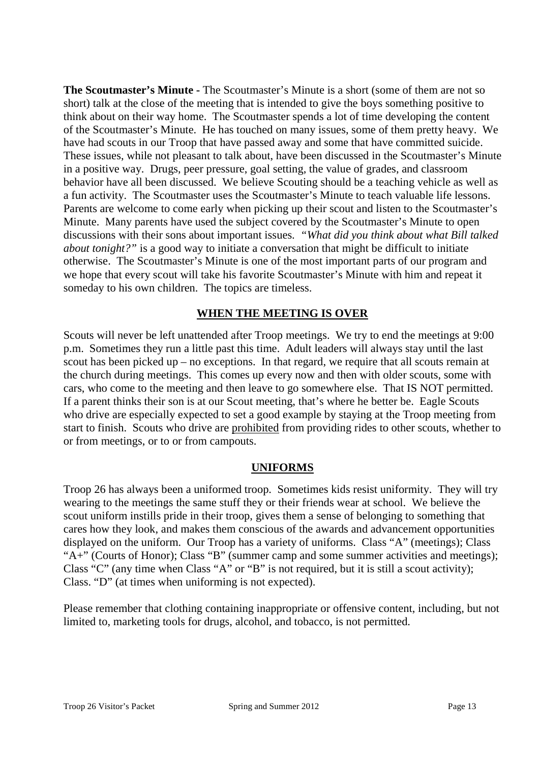**The Scoutmaster's Minute -** The Scoutmaster's Minute is a short (some of them are not so short) talk at the close of the meeting that is intended to give the boys something positive to think about on their way home. The Scoutmaster spends a lot of time developing the content of the Scoutmaster's Minute. He has touched on many issues, some of them pretty heavy. We have had scouts in our Troop that have passed away and some that have committed suicide. These issues, while not pleasant to talk about, have been discussed in the Scoutmaster's Minute in a positive way. Drugs, peer pressure, goal setting, the value of grades, and classroom behavior have all been discussed. We believe Scouting should be a teaching vehicle as well as a fun activity. The Scoutmaster uses the Scoutmaster's Minute to teach valuable life lessons. Parents are welcome to come early when picking up their scout and listen to the Scoutmaster's Minute. Many parents have used the subject covered by the Scoutmaster's Minute to open discussions with their sons about important issues. "*What did you think about what Bill talked about tonight?*" is a good way to initiate a conversation that might be difficult to initiate otherwise. The Scoutmaster's Minute is one of the most important parts of our program and we hope that every scout will take his favorite Scoutmaster's Minute with him and repeat it someday to his own children. The topics are timeless.

## WHEN THE MEETING IS OVER

Scouts will never be left unattended after Troop meetings. We try to end the meetings at 9:00 p.m. Sometimes they run a little past this time. Adult leaders will always stay until the last scout has been picked up – no exceptions. In that regard, we require that all scouts remain at the church during meetings. This comes up every now and then with older scouts, some with cars, who come to the meeting and then leave to go somewhere else. That IS NOT permitted. If a parent thinks their son is at our Scout meeting, that's where he better be. Eagle Scouts who drive are especially expected to set a good example by staying at the Troop meeting from start to finish. Scouts who drive are <u>prohibited</u> from providing rides to other scouts, whether to or from meetings, or to or from campouts.

## UNIFORMS

Troop 26 has always been a uniformed troop. Sometimes kids resist uniformity. They will try wearing to the meetings the same stuff they or their friends wear at school. We believe the scout uniform instills pride in their troop, gives them a sense of belonging to something that cares how they look, and makes them conscious of the awards and advancement opportunities displayed on the uniform. Our Troop has a variety of uniforms. Class "A" (meetings); Class "A+" (Courts of Honor); Class "B" (summer camp and some summer activities and meetings); Class "C" (any time when Class "A" or "B" is not required, but it is still a scout activity); Class. "D" (at times when uniforming is not expected).

Please remember that clothing containing inappropriate or offensive content, including, but not limited to, marketing tools for drugs, alcohol, and tobacco, is not permitted.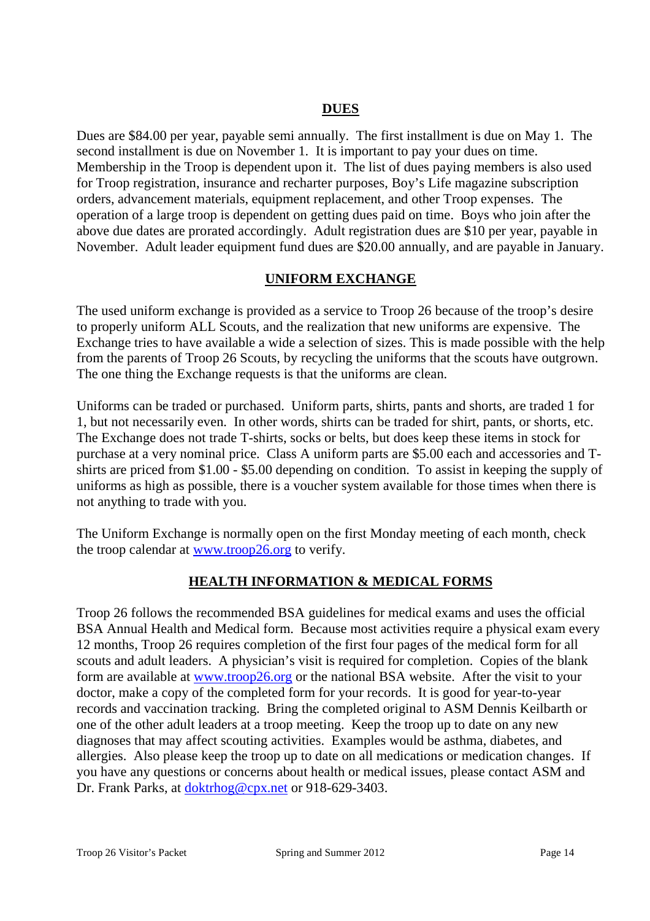## DUES

Dues are $84.00 per year, payable semi annually. The first installment is due on May 1. The second installment is due on November 1. It is important to pay your dues on time. Membership in the Troop is dependent upon it. The list of dues paying members is also used for Troop registration, insurance and recharter purposes, Boy's Life magazine subscription orders, advancement materials, equipment replacement, and other Troop expenses. The operation of a large troop is dependent on getting dues paid on time. Boys who join after the above due dates are prorated accordingly. Adult registration dues are $10 per year, payable in November. Adult leader equipment fund dues are $20.00 annually, and are payable in January.

## UNIFORM EXCHANGE

The used uniform exchange is provided as a service to Troop 26 because of the troop's desire to properly uniform ALL Scouts, and the realization that new uniforms are expensive. The Exchange tries to have available a wide a selection of sizes. This is made possible with the help from the parents of Troop 26 Scouts, by recycling the uniforms that the scouts have outgrown. The one thing the Exchange requests is that the uniforms are clean.

Uniforms can be traded or purchased. Uniform parts, shirts, pants and shorts, are traded 1 for 1, but not necessarily even. In other words, shirts can be traded for shirt, pants, or shorts, etc. The Exchange does not trade T-shirts, socks or belts, but does keep these items in stock for purchase at a very nominal price. Class A uniform parts are $5.00 each and accessories and T-shirts are priced from $1.00 - $5.00 depending on condition. To assist in keeping the supply of uniforms as high as possible, there is a voucher system available for those times when there is not anything to trade with you.

The Uniform Exchange is normally open on the first Monday meeting of each month, check the troop calendar at [www.troop26.org](http://www.troop26.org) to verify.

## HEALTH INFORMATION & MEDICAL FORMS

Troop 26 follows the recommended BSA guidelines for medical exams and uses the official BSA Annual Health and Medical form. Because most activities require a physical exam every 12 months, Troop 26 requires completion of the first four pages of the medical form for all scouts and adult leaders. A physician's visit is required for completion. Copies of the blank form are available at [www.troop26.org](http://www.troop26.org) or the national BSA website. After the visit to your doctor, make a copy of the completed form for your records. It is good for year-to-year records and vaccination tracking. Bring the completed original to ASM Dennis Keilbarth or one of the other adult leaders at a troop meeting. Keep the troop up to date on any new diagnoses that may affect scouting activities. Examples would be asthma, diabetes, and allergies. Also please keep the troop up to date on all medications or medication changes. If you have any questions or concerns about health or medical issues, please contact ASM and Dr. Frank Parks, at [doktrhog@cpx.net](mailto:doktrhog@cpx.net) or 918-629-3403.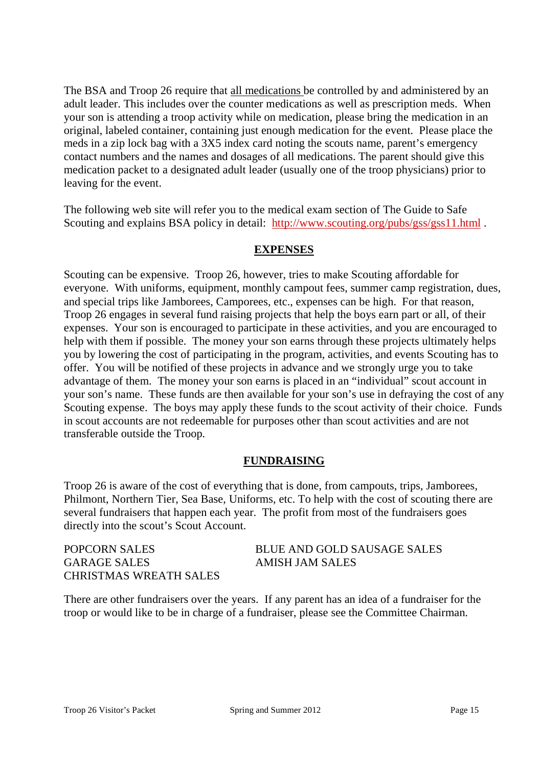The BSA and Troop 26 require that all medications be controlled by and administered by an adult leader. This includes over the counter medications as well as prescription meds. When your son is attending a troop activity while on medication, please bring the medication in an original, labeled container, containing just enough medication for the event. Please place the meds in a zip lock bag with a 3X5 index card noting the scouts name, parent's emergency contact numbers and the names and dosages of all medications. The parent should give this medication packet to a designated adult leader (usually one of the troop physicians) prior to leaving for the event.

The following web site will refer you to the medical exam section of The Guide to Safe Scouting and explains BSA policy in detail: http://www.scouting.org/pubs/gss/gss11.html .

## EXPENSES

Scouting can be expensive. Troop 26, however, tries to make Scouting affordable for everyone. With uniforms, equipment, monthly campout fees, summer camp registration, dues, and special trips like Jamborees, Camporees, etc., expenses can be high. For that reason, Troop 26 engages in several fund raising projects that help the boys earn part or all, of their expenses. Your son is encouraged to participate in these activities, and you are encouraged to help with them if possible. The money your son earns through these projects ultimately helps you by lowering the cost of participating in the program, activities, and events Scouting has to offer. You will be notified of these projects in advance and we strongly urge you to take advantage of them. The money your son earns is placed in an "individual" scout account in your son's name. These funds are then available for your son's use in defraying the cost of any Scouting expense. The boys may apply these funds to the scout activity of their choice. Funds in scout accounts are not redeemable for purposes other than scout activities and are not transferable outside the Troop.

## FUNDRAISING

Troop 26 is aware of the cost of everything that is done, from campouts, trips, Jamborees, Philmont, Northern Tier, Sea Base, Uniforms, etc. To help with the cost of scouting there are several fundraisers that happen each year. The profit from most of the fundraisers goes directly into the scout's Scout Account.

- POPCORN SALES
- GARAGE SALES
- CHRISTMAS WREATH SALES
- BLUE AND GOLD SAUSAGE SALES
- AMISH JAM SALES

There are other fundraisers over the years. If any parent has an idea of a fundraiser for the troop or would like to be in charge of a fundraiser, please see the Committee Chairman.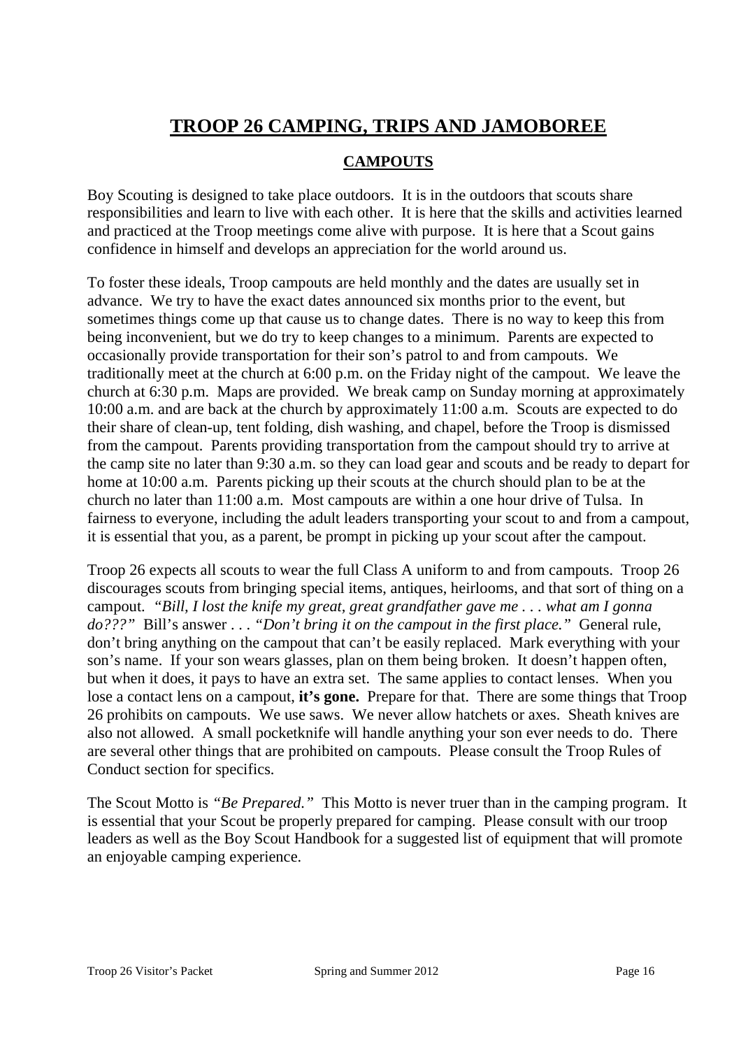# TROOP 26 CAMPING, TRIPS AND JAMOBOREE

## CAMPOUTS

Boy Scouting is designed to take place outdoors. It is in the outdoors that scouts share responsibilities and learn to live with each other. It is here that the skills and activities learned and practiced at the Troop meetings come alive with purpose. It is here that a Scout gains confidence in himself and develops an appreciation for the world around us.

To foster these ideals, Troop campouts are held monthly and the dates are usually set in advance. We try to have the exact dates announced six months prior to the event, but sometimes things come up that cause us to change dates. There is no way to keep this from being inconvenient, but we do try to keep changes to a minimum. Parents are expected to occasionally provide transportation for their son's patrol to and from campouts. We traditionally meet at the church at 6:00 p.m. on the Friday night of the campout. We leave the church at 6:30 p.m. Maps are provided. We break camp on Sunday morning at approximately 10:00 a.m. and are back at the church by approximately 11:00 a.m. Scouts are expected to do their share of clean-up, tent folding, dish washing, and chapel, before the Troop is dismissed from the campout. Parents providing transportation from the campout should try to arrive at the camp site no later than 9:30 a.m. so they can load gear and scouts and be ready to depart for home at 10:00 a.m. Parents picking up their scouts at the church should plan to be at the church no later than 11:00 a.m. Most campouts are within a one hour drive of Tulsa. In fairness to everyone, including the adult leaders transporting your scout to and from a campout, it is essential that you, as a parent, be prompt in picking up your scout after the campout.

Troop 26 expects all scouts to wear the full Class A uniform to and from campouts. Troop 26 discourages scouts from bringing special items, antiques, heirlooms, and that sort of thing on a campout. *"Bill, I lost the knife my great, great grandfather gave me . . . what am I gonna do???"* Bill's answer . . . *"Don't bring it on the campout in the first place."* General rule, don't bring anything on the campout that can't be easily replaced. Mark everything with your son's name. If your son wears glasses, plan on them being broken. It doesn't happen often, but when it does, it pays to have an extra set. The same applies to contact lenses. When you lose a contact lens on a campout, **it's gone.** Prepare for that. There are some things that Troop 26 prohibits on campouts. We use saws. We never allow hatchets or axes. Sheath knives are also not allowed. A small pocketknife will handle anything your son ever needs to do. There are several other things that are prohibited on campouts. Please consult the Troop Rules of Conduct section for specifics.

The Scout Motto is *"Be Prepared."* This Motto is never truer than in the camping program. It is essential that your Scout be properly prepared for camping. Please consult with our troop leaders as well as the Boy Scout Handbook for a suggested list of equipment that will promote an enjoyable camping experience.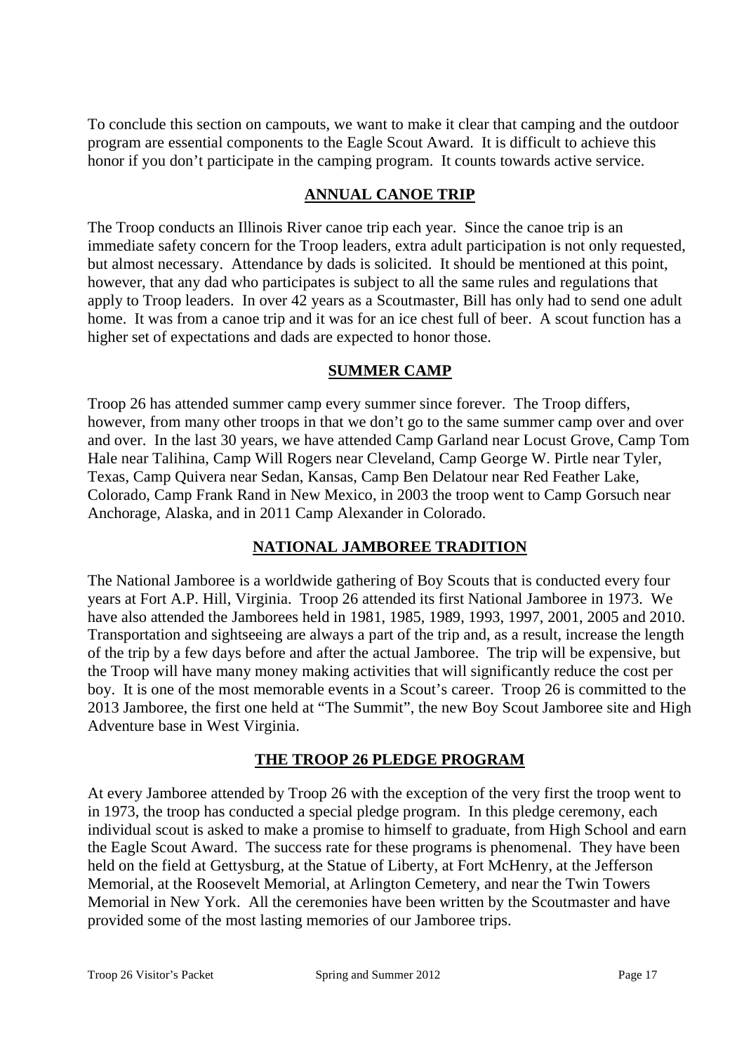To conclude this section on campouts, we want to make it clear that camping and the outdoor program are essential components to the Eagle Scout Award. It is difficult to achieve this honor if you don't participate in the camping program. It counts towards active service.

## ANNUAL CANOE TRIP

The Troop conducts an Illinois River canoe trip each year. Since the canoe trip is an immediate safety concern for the Troop leaders, extra adult participation is not only requested, but almost necessary. Attendance by dads is solicited. It should be mentioned at this point, however, that any dad who participates is subject to all the same rules and regulations that apply to Troop leaders. In over 42 years as a Scoutmaster, Bill has only had to send one adult home. It was from a canoe trip and it was for an ice chest full of beer. A scout function has a higher set of expectations and dads are expected to honor those.

## SUMMER CAMP

Troop 26 has attended summer camp every summer since forever. The Troop differs, however, from many other troops in that we don't go to the same summer camp over and over and over. In the last 30 years, we have attended Camp Garland near Locust Grove, Camp Tom Hale near Talihina, Camp Will Rogers near Cleveland, Camp George W. Pirtle near Tyler, Texas, Camp Quivera near Sedan, Kansas, Camp Ben Delatour near Red Feather Lake, Colorado, Camp Frank Rand in New Mexico, in 2003 the troop went to Camp Gorsuch near Anchorage, Alaska, and in 2011 Camp Alexander in Colorado.

## NATIONAL JAMBOREE TRADITION

The National Jamboree is a worldwide gathering of Boy Scouts that is conducted every four years at Fort A.P. Hill, Virginia. Troop 26 attended its first National Jamboree in 1973. We have also attended the Jamborees held in 1981, 1985, 1989, 1993, 1997, 2001, 2005 and 2010. Transportation and sightseeing are always a part of the trip and, as a result, increase the length of the trip by a few days before and after the actual Jamboree. The trip will be expensive, but the Troop will have many money making activities that will significantly reduce the cost per boy. It is one of the most memorable events in a Scout's career. Troop 26 is committed to the 2013 Jamboree, the first one held at "The Summit", the new Boy Scout Jamboree site and High Adventure base in West Virginia.

## THE TROOP 26 PLEDGE PROGRAM

At every Jamboree attended by Troop 26 with the exception of the very first the troop went to in 1973, the troop has conducted a special pledge program. In this pledge ceremony, each individual scout is asked to make a promise to himself to graduate, from High School and earn the Eagle Scout Award. The success rate for these programs is phenomenal. They have been held on the field at Gettysburg, at the Statue of Liberty, at Fort McHenry, at the Jefferson Memorial, at the Roosevelt Memorial, at Arlington Cemetery, and near the Twin Towers Memorial in New York. All the ceremonies have been written by the Scoutmaster and have provided some of the most lasting memories of our Jamboree trips.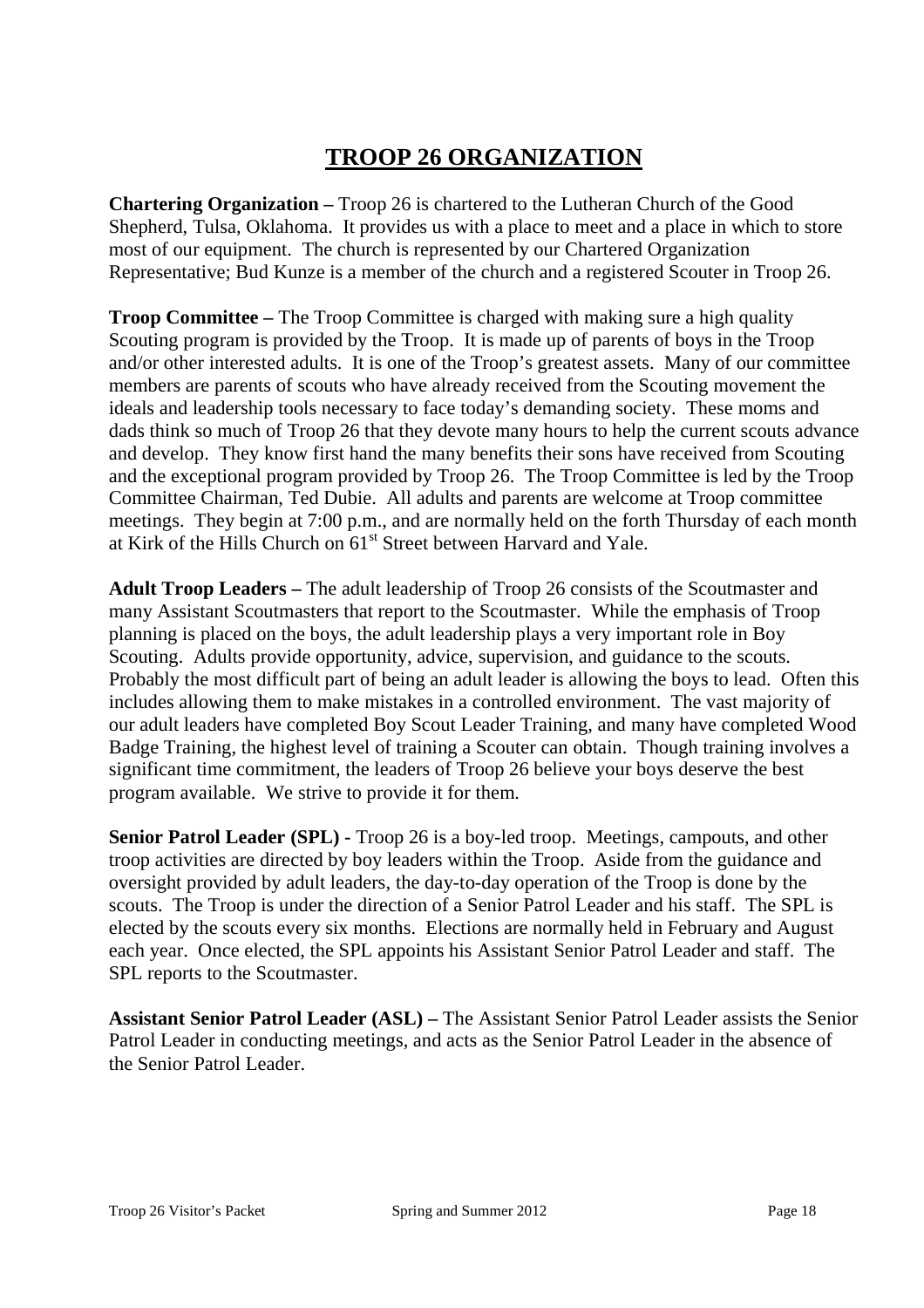# TROOP 26 ORGANIZATION

**Chartering Organization –** Troop 26 is chartered to the Lutheran Church of the Good Shepherd, Tulsa, Oklahoma. It provides us with a place to meet and a place in which to store most of our equipment. The church is represented by our Chartered Organization Representative; Bud Kunze is a member of the church and a registered Scouter in Troop 26.

**Troop Committee –** The Troop Committee is charged with making sure a high quality Scouting program is provided by the Troop. It is made up of parents of boys in the Troop and/or other interested adults. It is one of the Troop's greatest assets. Many of our committee members are parents of scouts who have already received from the Scouting movement the ideals and leadership tools necessary to face today's demanding society. These moms and dads think so much of Troop 26 that they devote many hours to help the current scouts advance and develop. They know first hand the many benefits their sons have received from Scouting and the exceptional program provided by Troop 26. The Troop Committee is led by the Troop Committee Chairman, Ted Dubie. All adults and parents are welcome at Troop committee meetings. They begin at 7:00 p.m., and are normally held on the forth Thursday of each month at Kirk of the Hills Church on 61st Street between Harvard and Yale.

**Adult Troop Leaders –** The adult leadership of Troop 26 consists of the Scoutmaster and many Assistant Scoutmasters that report to the Scoutmaster. While the emphasis of Troop planning is placed on the boys, the adult leadership plays a very important role in Boy Scouting. Adults provide opportunity, advice, supervision, and guidance to the scouts. Probably the most difficult part of being an adult leader is allowing the boys to lead. Often this includes allowing them to make mistakes in a controlled environment. The vast majority of our adult leaders have completed Boy Scout Leader Training, and many have completed Wood Badge Training, the highest level of training a Scouter can obtain. Though training involves a significant time commitment, the leaders of Troop 26 believe your boys deserve the best program available. We strive to provide it for them.

**Senior Patrol Leader (SPL) -** Troop 26 is a boy-led troop. Meetings, campouts, and other troop activities are directed by boy leaders within the Troop. Aside from the guidance and oversight provided by adult leaders, the day-to-day operation of the Troop is done by the scouts. The Troop is under the direction of a Senior Patrol Leader and his staff. The SPL is elected by the scouts every six months. Elections are normally held in February and August each year. Once elected, the SPL appoints his Assistant Senior Patrol Leader and staff. The SPL reports to the Scoutmaster.

**Assistant Senior Patrol Leader (ASL) –** The Assistant Senior Patrol Leader assists the Senior Patrol Leader in conducting meetings, and acts as the Senior Patrol Leader in the absence of the Senior Patrol Leader.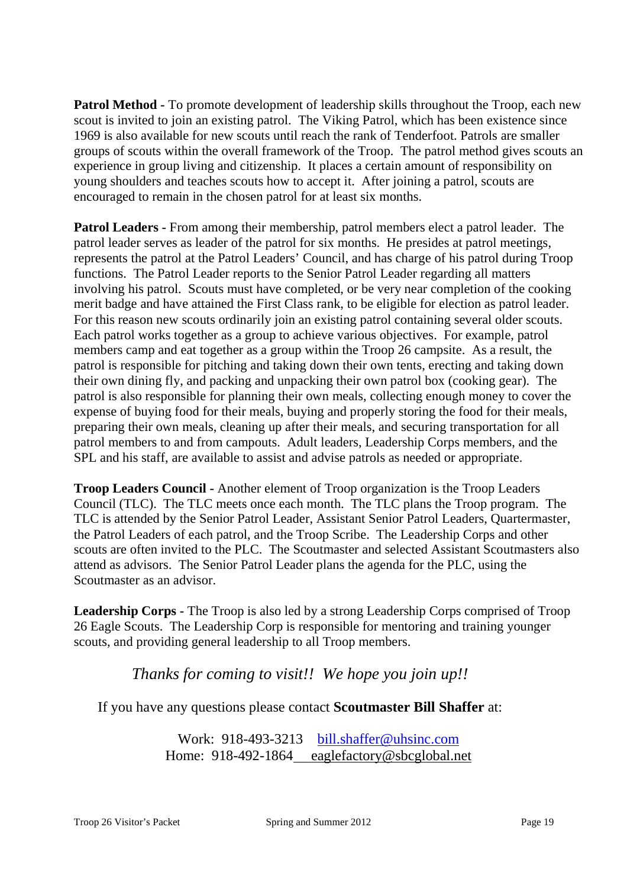**Patrol Method -** To promote development of leadership skills throughout the Troop, each new scout is invited to join an existing patrol. The Viking Patrol, which has been existence since 1969 is also available for new scouts until reach the rank of Tenderfoot. Patrols are smaller groups of scouts within the overall framework of the Troop. The patrol method gives scouts an experience in group living and citizenship. It places a certain amount of responsibility on young shoulders and teaches scouts how to accept it. After joining a patrol, scouts are encouraged to remain in the chosen patrol for at least six months.

**Patrol Leaders -** From among their membership, patrol members elect a patrol leader. The patrol leader serves as leader of the patrol for six months. He presides at patrol meetings, represents the patrol at the Patrol Leaders' Council, and has charge of his patrol during Troop functions. The Patrol Leader reports to the Senior Patrol Leader regarding all matters involving his patrol. Scouts must have completed, or be very near completion of the cooking merit badge and have attained the First Class rank, to be eligible for election as patrol leader. For this reason new scouts ordinarily join an existing patrol containing several older scouts. Each patrol works together as a group to achieve various objectives. For example, patrol members camp and eat together as a group within the Troop 26 campsite. As a result, the patrol is responsible for pitching and taking down their own tents, erecting and taking down their own dining fly, and packing and unpacking their own patrol box (cooking gear). The patrol is also responsible for planning their own meals, collecting enough money to cover the expense of buying food for their meals, buying and properly storing the food for their meals, preparing their own meals, cleaning up after their meals, and securing transportation for all patrol members to and from campouts. Adult leaders, Leadership Corps members, and the SPL and his staff, are available to assist and advise patrols as needed or appropriate.

**Troop Leaders Council -** Another element of Troop organization is the Troop Leaders Council (TLC). The TLC meets once each month. The TLC plans the Troop program. The TLC is attended by the Senior Patrol Leader, Assistant Senior Patrol Leaders, Quartermaster, the Patrol Leaders of each patrol, and the Troop Scribe. The Leadership Corps and other scouts are often invited to the PLC. The Scoutmaster and selected Assistant Scoutmasters also attend as advisors. The Senior Patrol Leader plans the agenda for the PLC, using the Scoutmaster as an advisor.

**Leadership Corps -** The Troop is also led by a strong Leadership Corps comprised of Troop 26 Eagle Scouts. The Leadership Corp is responsible for mentoring and training younger scouts, and providing general leadership to all Troop members.

*Thanks for coming to visit!! We hope you join up!!*

If you have any questions please contact **Scoutmaster Bill Shaffer** at:

Work: 918-493-3213 bill.shaffer@uhsinc.com
Home: 918-492-1864 eaglefactory@sbcglobal.net